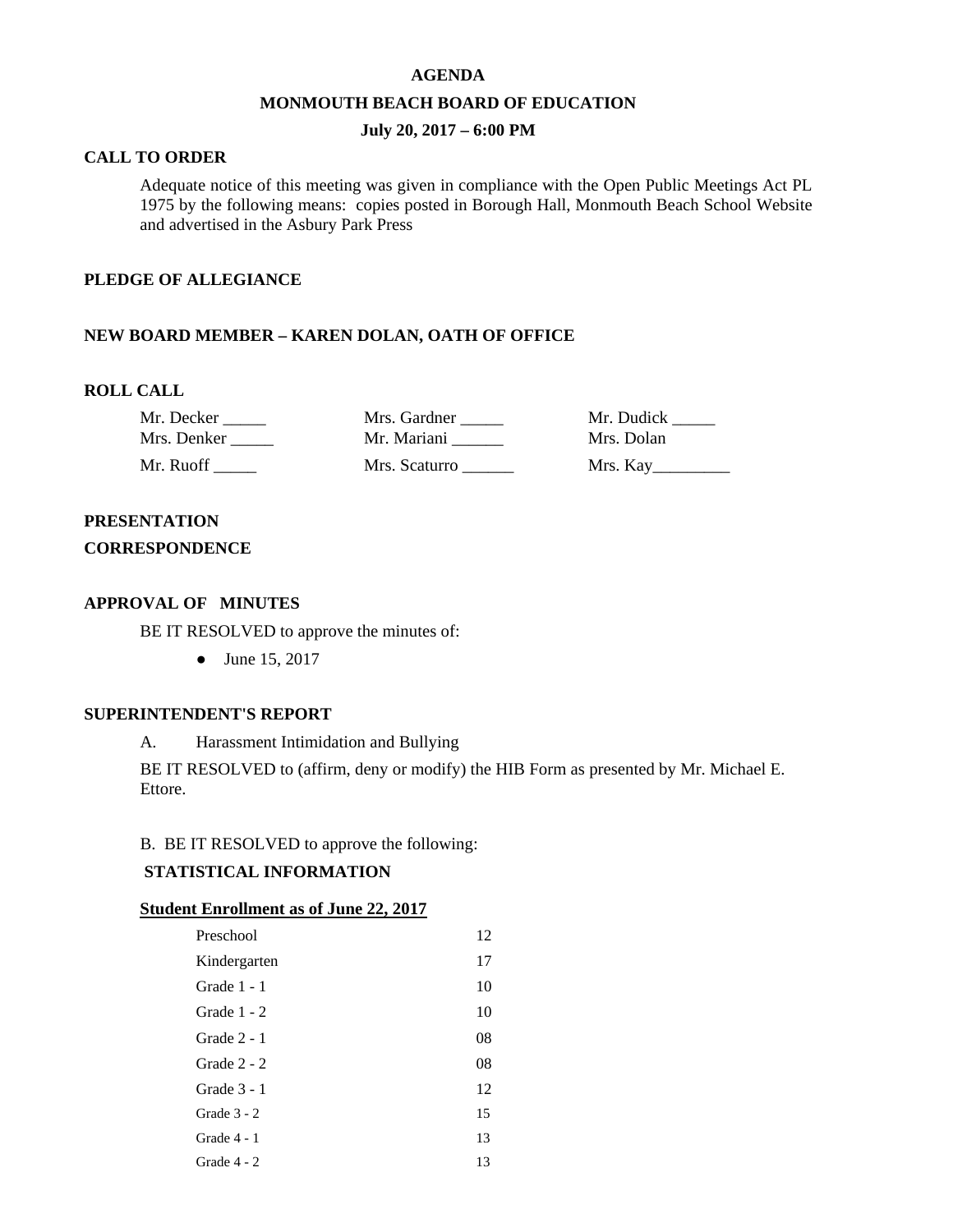**AGENDA**

**MONMOUTH BEACH BOARD OF EDUCATION**

**July 20, 2017 – 6:00 PM**

**CALL TO ORDER**

Adequate notice of this meeting was given in compliance with the Open Public Meetings Act PL 1975 by the following means: copies posted in Borough Hall, Monmouth Beach School Website and advertised in the Asbury Park Press

**PLEDGE OF ALLEGIANCE**

**NEW BOARD MEMBER – KAREN DOLAN, OATH OF OFFICE**

**ROLL CALL**

| | | |
|---|---|---|
| Mr. Decker _____ | Mrs. Gardner _____ | Mr. Dudick _____ |
| Mrs. Denker _____ | Mr. Mariani ______ | Mrs. Dolan |
| Mr. Ruoff _____ | Mrs. Scaturro ______ | Mrs. Kay_________ |

**PRESENTATION**

**CORRESPONDENCE**

**APPROVAL OF MINUTES**

BE IT RESOLVED to approve the minutes of:

- June 15, 2017

**SUPERINTENDENT'S REPORT**

A. Harassment Intimidation and Bullying

BE IT RESOLVED to (affirm, deny or modify) the HIB Form as presented by Mr. Michael E. Ettore.

B. BE IT RESOLVED to approve the following:

**STATISTICAL INFORMATION**

**Student Enrollment as of June 22, 2017**

| | |
|---|---|
| Preschool | 12 |
| Kindergarten | 17 |
| Grade 1 - 1 | 10 |
| Grade 1 - 2 | 10 |
| Grade 2 - 1 | 08 |
| Grade 2 - 2 | 08 |
| Grade 3 - 1 | 12 |
| Grade 3 - 2 | 15 |
| Grade 4 - 1 | 13 |
| Grade 4 - 2 | 13 |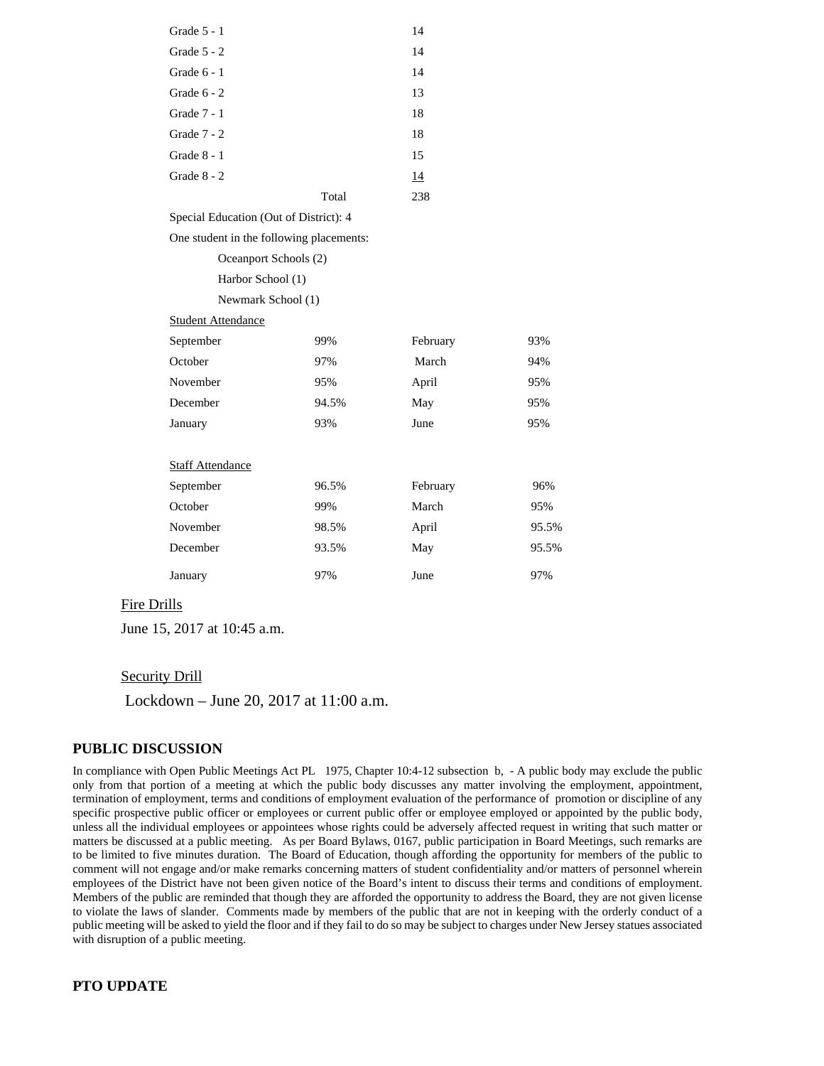| | |
|---|---|
| Grade 5 - 1 | 14 |
| Grade 5 - 2 | 14 |
| Grade 6 - 1 | 14 |
| Grade 6 - 2 | 13 |
| Grade 7 - 1 | 18 |
| Grade 7 - 2 | 18 |
| Grade 8 - 1 | 15 |
| Grade 8 - 2 | 14 |
| Total | 238 |

Special Education (Out of District): 4

One student in the following placements:

- Oceanport Schools (2)
- Harbor School (1)
- Newmark School (1)

Student Attendance

| | | | |
|---|---|---|---|
| September | 99% | February | 93% |
| October | 97% | March | 94% |
| November | 95% | April | 95% |
| December | 94.5% | May | 95% |
| January | 93% | June | 95% |

Staff Attendance

| | | | |
|---|---|---|---|
| September | 96.5% | February | 96% |
| October | 99% | March | 95% |
| November | 98.5% | April | 95.5% |
| December | 93.5% | May | 95.5% |
| January | 97% | June | 97% |

Fire Drills

June 15, 2017 at 10:45 a.m.

Security Drill

Lockdown – June 20, 2017 at 11:00 a.m.

## PUBLIC DISCUSSION

In compliance with Open Public Meetings Act PL 1975, Chapter 10:4-12 subsection b, - A public body may exclude the public only from that portion of a meeting at which the public body discusses any matter involving the employment, appointment, termination of employment, terms and conditions of employment evaluation of the performance of promotion or discipline of any specific prospective public officer or employees or current public offer or employee employed or appointed by the public body, unless all the individual employees or appointees whose rights could be adversely affected request in writing that such matter or matters be discussed at a public meeting. As per Board Bylaws, 0167, public participation in Board Meetings, such remarks are to be limited to five minutes duration. The Board of Education, though affording the opportunity for members of the public to comment will not engage and/or make remarks concerning matters of student confidentiality and/or matters of personnel wherein employees of the District have not been given notice of the Board's intent to discuss their terms and conditions of employment. Members of the public are reminded that though they are afforded the opportunity to address the Board, they are not given license to violate the laws of slander. Comments made by members of the public that are not in keeping with the orderly conduct of a public meeting will be asked to yield the floor and if they fail to do so may be subject to charges under New Jersey statues associated with disruption of a public meeting.

## PTO UPDATE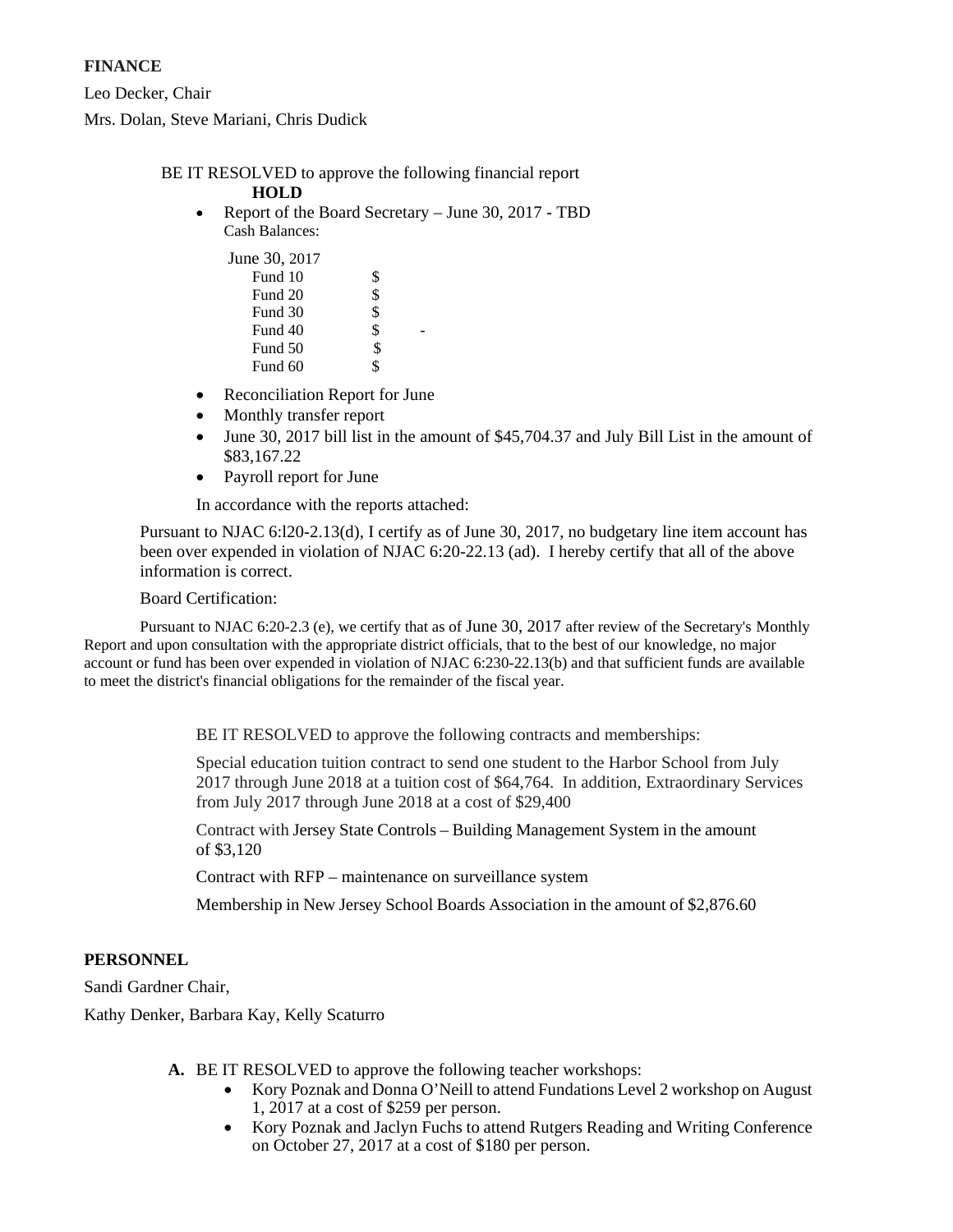**FINANCE**

Leo Decker, Chair

Mrs. Dolan, Steve Mariani, Chris Dudick

BE IT RESOLVED to approve the following financial report

**HOLD**

- Report of the Board Secretary – June 30, 2017 - TBD
  Cash Balances:

| June 30, 2017 | |
|---|---|
| Fund 10 | $ |
| Fund 20 | $ |
| Fund 30 | $ |
| Fund 40 | $ - |
| Fund 50 | $ |
| Fund 60 | $ |

- Reconciliation Report for June
- Monthly transfer report
- June 30, 2017 bill list in the amount of $45,704.37 and July Bill List in the amount of $83,167.22
- Payroll report for June

In accordance with the reports attached:

Pursuant to NJAC 6:l20-2.13(d), I certify as of June 30, 2017, no budgetary line item account has been over expended in violation of NJAC 6:20-22.13 (ad). I hereby certify that all of the above information is correct.

Board Certification:

Pursuant to NJAC 6:20-2.3 (e), we certify that as of June 30, 2017 after review of the Secretary's Monthly Report and upon consultation with the appropriate district officials, that to the best of our knowledge, no major account or fund has been over expended in violation of NJAC 6:230-22.13(b) and that sufficient funds are available to meet the district's financial obligations for the remainder of the fiscal year.

BE IT RESOLVED to approve the following contracts and memberships:

Special education tuition contract to send one student to the Harbor School from July 2017 through June 2018 at a tuition cost of $64,764. In addition, Extraordinary Services from July 2017 through June 2018 at a cost of $29,400

Contract with Jersey State Controls – Building Management System in the amount of $3,120

Contract with RFP – maintenance on surveillance system

Membership in New Jersey School Boards Association in the amount of $2,876.60

**PERSONNEL**

Sandi Gardner Chair,

Kathy Denker, Barbara Kay, Kelly Scaturro

**A.** BE IT RESOLVED to approve the following teacher workshops:

- Kory Poznak and Donna O'Neill to attend Fundations Level 2 workshop on August 1, 2017 at a cost of $259 per person.
- Kory Poznak and Jaclyn Fuchs to attend Rutgers Reading and Writing Conference on October 27, 2017 at a cost of $180 per person.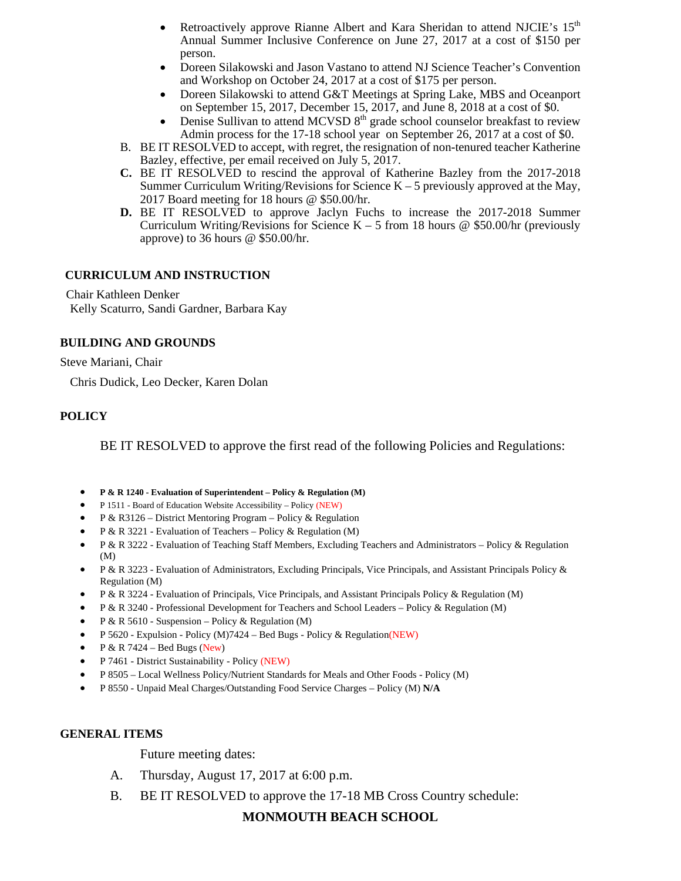- Retroactively approve Rianne Albert and Kara Sheridan to attend NJCIE's 15th Annual Summer Inclusive Conference on June 27, 2017 at a cost of $150 per person.
- Doreen Silakowski and Jason Vastano to attend NJ Science Teacher's Convention and Workshop on October 24, 2017 at a cost of $175 per person.
- Doreen Silakowski to attend G&T Meetings at Spring Lake, MBS and Oceanport on September 15, 2017, December 15, 2017, and June 8, 2018 at a cost of $0.
- Denise Sullivan to attend MCVSD 8th grade school counselor breakfast to review Admin process for the 17-18 school year on September 26, 2017 at a cost of $0.

B. BE IT RESOLVED to accept, with regret, the resignation of non-tenured teacher Katherine Bazley, effective, per email received on July 5, 2017.

**C.** BE IT RESOLVED to rescind the approval of Katherine Bazley from the 2017-2018 Summer Curriculum Writing/Revisions for Science K – 5 previously approved at the May, 2017 Board meeting for 18 hours @ $50.00/hr.

**D.** BE IT RESOLVED to approve Jaclyn Fuchs to increase the 2017-2018 Summer Curriculum Writing/Revisions for Science K – 5 from 18 hours @ $50.00/hr (previously approve) to 36 hours @ $50.00/hr.

## CURRICULUM AND INSTRUCTION

Chair Kathleen Denker
Kelly Scaturro, Sandi Gardner, Barbara Kay

## BUILDING AND GROUNDS

Steve Mariani, Chair

Chris Dudick, Leo Decker, Karen Dolan

## POLICY

BE IT RESOLVED to approve the first read of the following Policies and Regulations:

- **P & R 1240 - Evaluation of Superintendent – Policy & Regulation (M)**
- P 1511 - Board of Education Website Accessibility – Policy (NEW)
- P & R3126 – District Mentoring Program – Policy & Regulation
- P & R 3221 - Evaluation of Teachers – Policy & Regulation (M)
- P & R 3222 - Evaluation of Teaching Staff Members, Excluding Teachers and Administrators – Policy & Regulation (M)
- P & R 3223 - Evaluation of Administrators, Excluding Principals, Vice Principals, and Assistant Principals Policy & Regulation (M)
- P & R 3224 - Evaluation of Principals, Vice Principals, and Assistant Principals Policy & Regulation (M)
- P & R 3240 - Professional Development for Teachers and School Leaders – Policy & Regulation (M)
- P & R 5610 - Suspension – Policy & Regulation (M)
- P 5620 - Expulsion - Policy (M)7424 – Bed Bugs - Policy & Regulation(NEW)
- P & R 7424 – Bed Bugs (New)
- P 7461 - District Sustainability - Policy (NEW)
- P 8505 – Local Wellness Policy/Nutrient Standards for Meals and Other Foods - Policy (M)
- P 8550 - Unpaid Meal Charges/Outstanding Food Service Charges – Policy (M) **N/A**

## GENERAL ITEMS

Future meeting dates:

A. Thursday, August 17, 2017 at 6:00 p.m.

B. BE IT RESOLVED to approve the 17-18 MB Cross Country schedule:

**MONMOUTH BEACH SCHOOL**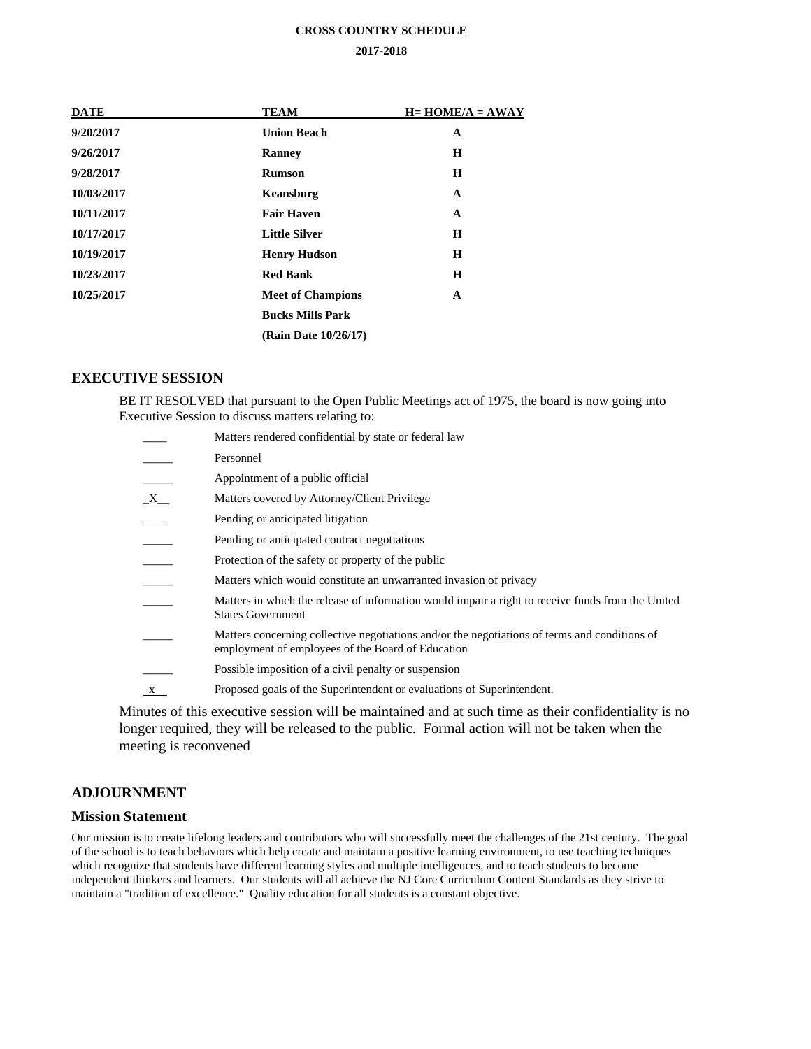**CROSS COUNTRY SCHEDULE**

**2017-2018**

| DATE | TEAM | H= HOME/A = AWAY |
|---|---|---|
| 9/20/2017 | Union Beach | A |
| 9/26/2017 | Ranney | H |
| 9/28/2017 | Rumson | H |
| 10/03/2017 | Keansburg | A |
| 10/11/2017 | Fair Haven | A |
| 10/17/2017 | Little Silver | H |
| 10/19/2017 | Henry Hudson | H |
| 10/23/2017 | Red Bank | H |
| 10/25/2017 | Meet of Champions | A |
| | Bucks Mills Park | |
| | (Rain Date 10/26/17) | |

## EXECUTIVE SESSION

BE IT RESOLVED that pursuant to the Open Public Meetings act of 1975, the board is now going into Executive Session to discuss matters relating to:

| | |
|---|---|
| ____ | Matters rendered confidential by state or federal law |
| _____ | Personnel |
| _____ | Appointment of a public official |
| _X__ | Matters covered by Attorney/Client Privilege |
| ____ | Pending or anticipated litigation |
| _____ | Pending or anticipated contract negotiations |
| _____ | Protection of the safety or property of the public |
| _____ | Matters which would constitute an unwarranted invasion of privacy |
| _____ | Matters in which the release of information would impair a right to receive funds from the United States Government |
| _____ | Matters concerning collective negotiations and/or the negotiations of terms and conditions of employment of employees of the Board of Education |
| _____ | Possible imposition of a civil penalty or suspension |
| _x__ | Proposed goals of the Superintendent or evaluations of Superintendent. |

Minutes of this executive session will be maintained and at such time as their confidentiality is no longer required, they will be released to the public. Formal action will not be taken when the meeting is reconvened

## ADJOURNMENT

### Mission Statement

Our mission is to create lifelong leaders and contributors who will successfully meet the challenges of the 21st century. The goal of the school is to teach behaviors which help create and maintain a positive learning environment, to use teaching techniques which recognize that students have different learning styles and multiple intelligences, and to teach students to become independent thinkers and learners. Our students will all achieve the NJ Core Curriculum Content Standards as they strive to maintain a "tradition of excellence." Quality education for all students is a constant objective.